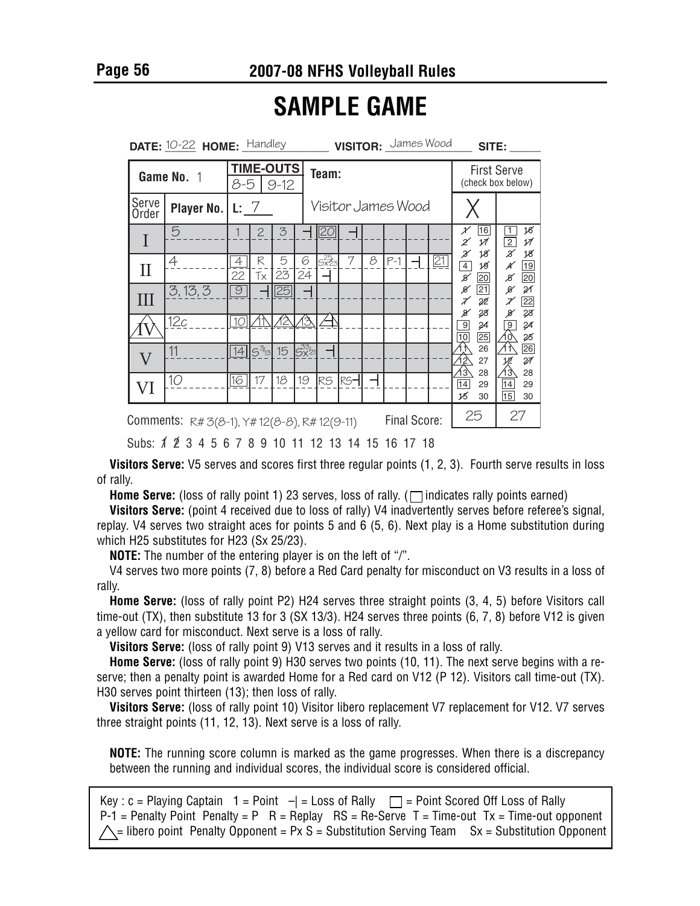# SAMPLE GAME

**DATE:** 10-22 **HOME:** Handley **VISITOR:** James Wood **SITE:** _____

| Game No. 1 | | TIME-OUTS 8-5 | 9-12 | Team: | | | | | | | | | First Serve (check box below) | |
|---|---|---|---|---|---|---|---|---|---|---|---|---|---|---|
| Serve Order | Player No. | L: 7 | | Visitor James Wood | | | | | | | | | X | |
| I | 5 | 1 | 2 | 3 | –\| | [20] | –\| | | | | | | 1̸ [16] 2̸ 1̸7̸ 3̸ 1̸8̸ | [1] 1̸6̸ [2] 1̸7̸ 3̸ 1̸8̸ |
| II | 4 | [4] 22 | R Tx | 5 23 | 6 24 | S 25/Sx 23 –\| | 7 | 8 | P-1 | –\| | [21] | | [4] 1̸9̸ 5̸ [20] | 4̸ [19] 5̸ [20] |
| III | 3, 13, 3 | [9] | –\| | [25] | –\| | | | | | | | | 6̸ [21] 7̸ 2̸2̸ | 6̸ 2̸1̸ 7̸ [22] |
| IV (libero) | 12c | [10] | △11 | △12 | △13 | △–\| | | | | | | | 8̸ 2̸3̸ [9] 2̸4̸ [10] [25] | 8̸ 2̸3̸ [9] 2̸4̸ △1̸0̸ 2̸5̸ |
| V | 11 | [14] | S 3/13 | 15 | Sx 33/21 | –\| | | | | | | | △11 26 △12 27 | △11 [26] 1̸2̸ 2̸7̸ |
| VI | 10 | [16] | 17 | 18 | 19 | RS | RS–\| | –\| | | | | | △13 28 [14] 29 1̸5̸ 30 | △13 28 [14] 29 [15] 30 |

Comments: R# 3(8-1), Y# 12(8-8), R# 12(9-11) — Final Score: 25 | 27

Subs: 1̸ 2̸ 3 4 5 6 7 8 9 10 11 12 13 14 15 16 17 18

**Visitors Serve:** V5 serves and scores first three regular points (1, 2, 3). Fourth serve results in loss of rally.

**Home Serve:** (loss of rally point 1) 23 serves, loss of rally. (□ indicates rally points earned)

**Visitors Serve:** (point 4 received due to loss of rally) V4 inadvertently serves before referee's signal, replay. V4 serves two straight aces for points 5 and 6 (5, 6). Next play is a Home substitution during which H25 substitutes for H23 (Sx 25/23).

**NOTE:** The number of the entering player is on the left of "/".

V4 serves two more points (7, 8) before a Red Card penalty for misconduct on V3 results in a loss of rally.

**Home Serve:** (loss of rally point P2) H24 serves three straight points (3, 4, 5) before Visitors call time-out (TX), then substitute 13 for 3 (SX 13/3). H24 serves three points (6, 7, 8) before V12 is given a yellow card for misconduct. Next serve is a loss of rally.

**Visitors Serve:** (loss of rally point 9) V13 serves and it results in a loss of rally.

**Home Serve:** (loss of rally point 9) H30 serves two points (10, 11). The next serve begins with a re-serve; then a penalty point is awarded Home for a Red card on V12 (P 12). Visitors call time-out (TX). H30 serves point thirteen (13); then loss of rally.

**Visitors Serve:** (loss of rally point 10) Visitor libero replacement V7 replacement for V12. V7 serves three straight points (11, 12, 13). Next serve is a loss of rally.

**NOTE:** The running score column is marked as the game progresses. When there is a discrepancy between the running and individual scores, the individual score is considered official.

Key : c = Playing Captain 1 = Point –| = Loss of Rally □ = Point Scored Off Loss of Rally
P-1 = Penalty Point Penalty = P R = Replay RS = Re-Serve T = Time-out Tx = Time-out opponent
△ = libero point Penalty Opponent = Px S = Substitution Serving Team Sx = Substitution Opponent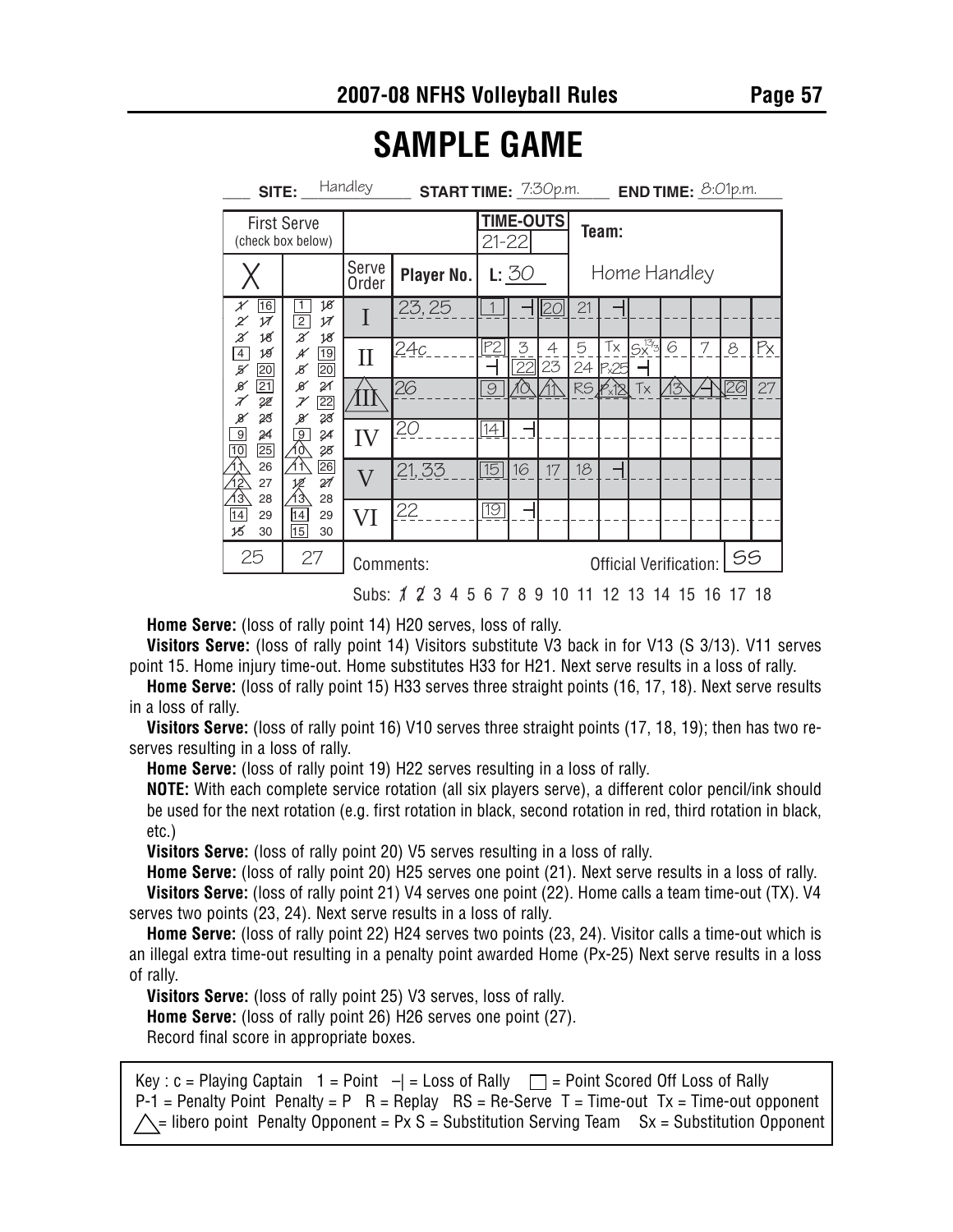# SAMPLE GAME

SITE: Handley START TIME: 7:30p.m. END TIME: 8:01p.m.

| First Serve (check box below) | | Serve Order | Player No. | TIME-OUTS 21-22 | | | Team: | | | | | | |
|---|---|---|---|---|---|---|---|---|---|---|---|---|---|
| X | | | | L: 30 | | | Home Handley | | | | | | |
| 1 16 / 2 17 / 3 18 / 4 19 / 5 20 / 6 21 / 7 22 / 8 23 / 9 24 / 10 25 / 11 26 / 12 27 / 13 28 / 14 29 / 15 30 | 1 16 / 2 17 / 3 18 / 4 19 / 5 20 / 6 21 / 7 22 / 8 23 / 9 24 / 10 25 / 11 26 / 12 27 / 13 28 / 14 29 / 15 30 | I | 23, 25 | 1 | –\| | 20 | 21 | –\| | | | | | |
| | | II | 24c | P2 / –\| | 3 / 22 | 4 / 23 | 5 / 24 | Tx / Px25 | Sx 13/3 / –\| | 6 | 7 | 8 | Px |
| | | III | 26 | 9 | 10 | 11 | RS | Px12 | Tx | 13 | –\| | 26 | 27 |
| | | IV | 20 | 14 | –\| | | | | | | | | |
| | | V | 21, 33 | 15 | 16 | 17 | 18 | –\| | | | | | |
| | | VI | 22 | 19 | –\| | | | | | | | | |
| 25 | 27 | Comments: | | | | | | Official Verification: SS | | | | | |

Subs: 1 2 3 4 5 6 7 8 9 10 11 12 13 14 15 16 17 18

**Home Serve:** (loss of rally point 14) H20 serves, loss of rally.

**Visitors Serve:** (loss of rally point 14) Visitors substitute V3 back in for V13 (S 3/13). V11 serves point 15. Home injury time-out. Home substitutes H33 for H21. Next serve results in a loss of rally.

**Home Serve:** (loss of rally point 15) H33 serves three straight points (16, 17, 18). Next serve results in a loss of rally.

**Visitors Serve:** (loss of rally point 16) V10 serves three straight points (17, 18, 19); then has two re-serves resulting in a loss of rally.

**Home Serve:** (loss of rally point 19) H22 serves resulting in a loss of rally.

**NOTE:** With each complete service rotation (all six players serve), a different color pencil/ink should be used for the next rotation (e.g. first rotation in black, second rotation in red, third rotation in black, etc.)

**Visitors Serve:** (loss of rally point 20) V5 serves resulting in a loss of rally.

**Home Serve:** (loss of rally point 20) H25 serves one point (21). Next serve results in a loss of rally.

**Visitors Serve:** (loss of rally point 21) V4 serves one point (22). Home calls a team time-out (TX). V4 serves two points (23, 24). Next serve results in a loss of rally.

**Home Serve:** (loss of rally point 22) H24 serves two points (23, 24). Visitor calls a time-out which is an illegal extra time-out resulting in a penalty point awarded Home (Px-25) Next serve results in a loss of rally.

**Visitors Serve:** (loss of rally point 25) V3 serves, loss of rally.

**Home Serve:** (loss of rally point 26) H26 serves one point (27).

Record final score in appropriate boxes.

Key : c = Playing Captain 1 = Point –| = Loss of Rally □ = Point Scored Off Loss of Rally
P-1 = Penalty Point Penalty = P R = Replay RS = Re-Serve T = Time-out Tx = Time-out opponent
△ = libero point Penalty Opponent = Px S = Substitution Serving Team Sx = Substitution Opponent